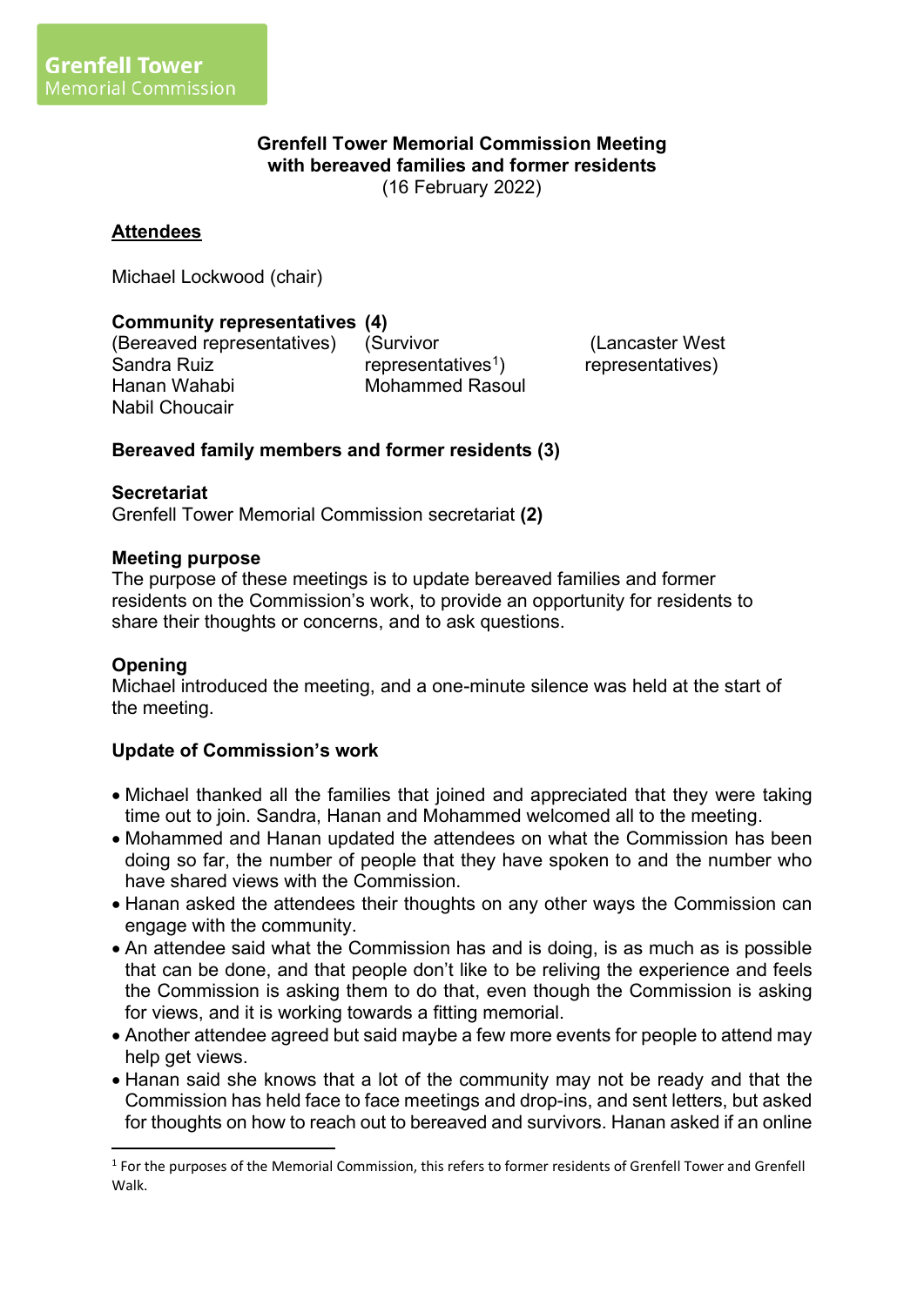Grenfell Tower
Memorial Commission

**Grenfell Tower Memorial Commission Meeting with bereaved families and former residents**
(16 February 2022)

## Attendees

Michael Lockwood (chair)

**Community representatives (4)**

(Bereaved representatives)
Sandra Ruiz
Hanan Wahabi
Nabil Choucair

(Survivor representatives[1])
Mohammed Rasoul

(Lancaster West representatives)

**Bereaved family members and former residents (3)**

**Secretariat**
Grenfell Tower Memorial Commission secretariat **(2)**

**Meeting purpose**
The purpose of these meetings is to update bereaved families and former residents on the Commission's work, to provide an opportunity for residents to share their thoughts or concerns, and to ask questions.

**Opening**
Michael introduced the meeting, and a one-minute silence was held at the start of the meeting.

**Update of Commission's work**

- Michael thanked all the families that joined and appreciated that they were taking time out to join. Sandra, Hanan and Mohammed welcomed all to the meeting.
- Mohammed and Hanan updated the attendees on what the Commission has been doing so far, the number of people that they have spoken to and the number who have shared views with the Commission.
- Hanan asked the attendees their thoughts on any other ways the Commission can engage with the community.
- An attendee said what the Commission has and is doing, is as much as is possible that can be done, and that people don't like to be reliving the experience and feels the Commission is asking them to do that, even though the Commission is asking for views, and it is working towards a fitting memorial.
- Another attendee agreed but said maybe a few more events for people to attend may help get views.
- Hanan said she knows that a lot of the community may not be ready and that the Commission has held face to face meetings and drop-ins, and sent letters, but asked for thoughts on how to reach out to bereaved and survivors. Hanan asked if an online

[1] For the purposes of the Memorial Commission, this refers to former residents of Grenfell Tower and Grenfell Walk.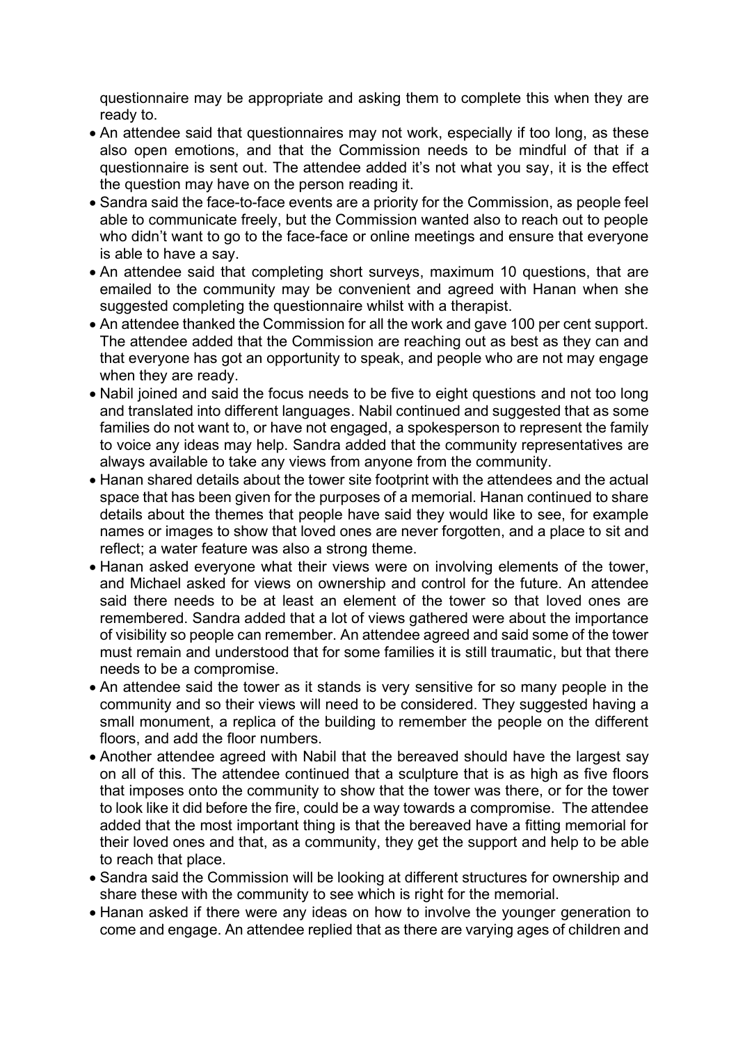questionnaire may be appropriate and asking them to complete this when they are ready to.

- An attendee said that questionnaires may not work, especially if too long, as these also open emotions, and that the Commission needs to be mindful of that if a questionnaire is sent out. The attendee added it's not what you say, it is the effect the question may have on the person reading it.
- Sandra said the face-to-face events are a priority for the Commission, as people feel able to communicate freely, but the Commission wanted also to reach out to people who didn't want to go to the face-face or online meetings and ensure that everyone is able to have a say.
- An attendee said that completing short surveys, maximum 10 questions, that are emailed to the community may be convenient and agreed with Hanan when she suggested completing the questionnaire whilst with a therapist.
- An attendee thanked the Commission for all the work and gave 100 per cent support. The attendee added that the Commission are reaching out as best as they can and that everyone has got an opportunity to speak, and people who are not may engage when they are ready.
- Nabil joined and said the focus needs to be five to eight questions and not too long and translated into different languages. Nabil continued and suggested that as some families do not want to, or have not engaged, a spokesperson to represent the family to voice any ideas may help. Sandra added that the community representatives are always available to take any views from anyone from the community.
- Hanan shared details about the tower site footprint with the attendees and the actual space that has been given for the purposes of a memorial. Hanan continued to share details about the themes that people have said they would like to see, for example names or images to show that loved ones are never forgotten, and a place to sit and reflect; a water feature was also a strong theme.
- Hanan asked everyone what their views were on involving elements of the tower, and Michael asked for views on ownership and control for the future. An attendee said there needs to be at least an element of the tower so that loved ones are remembered. Sandra added that a lot of views gathered were about the importance of visibility so people can remember. An attendee agreed and said some of the tower must remain and understood that for some families it is still traumatic, but that there needs to be a compromise.
- An attendee said the tower as it stands is very sensitive for so many people in the community and so their views will need to be considered. They suggested having a small monument, a replica of the building to remember the people on the different floors, and add the floor numbers.
- Another attendee agreed with Nabil that the bereaved should have the largest say on all of this. The attendee continued that a sculpture that is as high as five floors that imposes onto the community to show that the tower was there, or for the tower to look like it did before the fire, could be a way towards a compromise. The attendee added that the most important thing is that the bereaved have a fitting memorial for their loved ones and that, as a community, they get the support and help to be able to reach that place.
- Sandra said the Commission will be looking at different structures for ownership and share these with the community to see which is right for the memorial.
- Hanan asked if there were any ideas on how to involve the younger generation to come and engage. An attendee replied that as there are varying ages of children and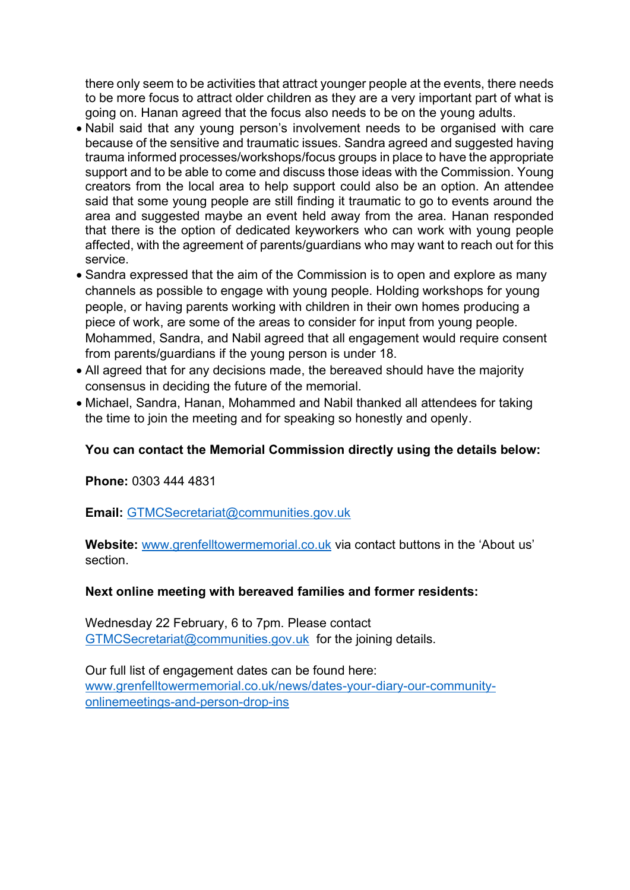there only seem to be activities that attract younger people at the events, there needs to be more focus to attract older children as they are a very important part of what is going on. Hanan agreed that the focus also needs to be on the young adults.

- Nabil said that any young person's involvement needs to be organised with care because of the sensitive and traumatic issues. Sandra agreed and suggested having trauma informed processes/workshops/focus groups in place to have the appropriate support and to be able to come and discuss those ideas with the Commission. Young creators from the local area to help support could also be an option. An attendee said that some young people are still finding it traumatic to go to events around the area and suggested maybe an event held away from the area. Hanan responded that there is the option of dedicated keyworkers who can work with young people affected, with the agreement of parents/guardians who may want to reach out for this service.
- Sandra expressed that the aim of the Commission is to open and explore as many channels as possible to engage with young people. Holding workshops for young people, or having parents working with children in their own homes producing a piece of work, are some of the areas to consider for input from young people. Mohammed, Sandra, and Nabil agreed that all engagement would require consent from parents/guardians if the young person is under 18.
- All agreed that for any decisions made, the bereaved should have the majority consensus in deciding the future of the memorial.
- Michael, Sandra, Hanan, Mohammed and Nabil thanked all attendees for taking the time to join the meeting and for speaking so honestly and openly.

**You can contact the Memorial Commission directly using the details below:**

**Phone:** 0303 444 4831

**Email:** [GTMCSecretariat@communities.gov.uk](mailto:GTMCSecretariat@communities.gov.uk)

**Website:** [www.grenfelltowermemorial.co.uk](http://www.grenfelltowermemorial.co.uk) via contact buttons in the 'About us' section.

**Next online meeting with bereaved families and former residents:**

Wednesday 22 February, 6 to 7pm. Please contact [GTMCSecretariat@communities.gov.uk](mailto:GTMCSecretariat@communities.gov.uk) for the joining details.

Our full list of engagement dates can be found here:
[www.grenfelltowermemorial.co.uk/news/dates-your-diary-our-community-onlinemeetings-and-person-drop-ins](http://www.grenfelltowermemorial.co.uk/news/dates-your-diary-our-community-onlinemeetings-and-person-drop-ins)